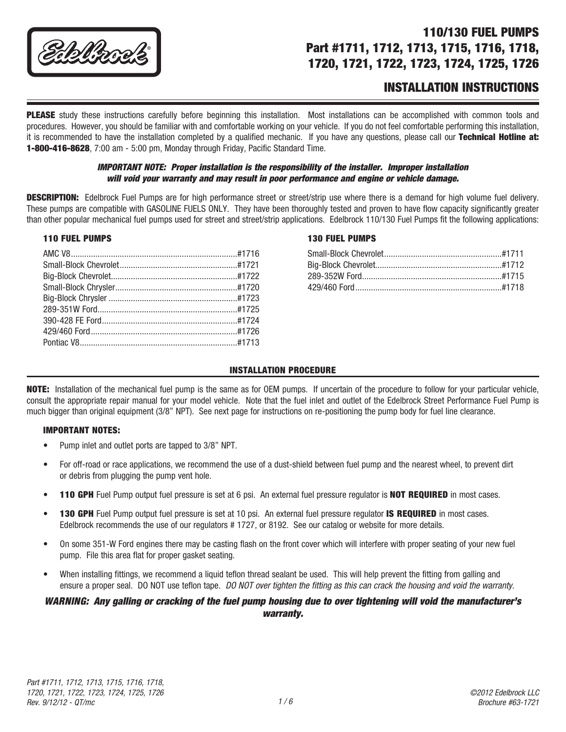# 110/130 FUEL PUMPS
## Part #1711, 1712, 1713, 1715, 1716, 1718, 1720, 1721, 1722, 1723, 1724, 1725, 1726

## INSTALLATION INSTRUCTIONS

**PLEASE** study these instructions carefully before beginning this installation. Most installations can be accomplished with common tools and procedures. However, you should be familiar with and comfortable working on your vehicle. If you do not feel comfortable performing this installation, it is recommended to have the installation completed by a qualified mechanic. If you have any questions, please call our **Technical Hotline at: 1-800-416-8628**, 7:00 am - 5:00 pm, Monday through Friday, Pacific Standard Time.

***IMPORTANT NOTE: Proper installation is the responsibility of the installer. Improper installation will void your warranty and may result in poor performance and engine or vehicle damage.***

**DESCRIPTION:** Edelbrock Fuel Pumps are for high performance street or street/strip use where there is a demand for high volume fuel delivery. These pumps are compatible with GASOLINE FUELS ONLY. They have been thoroughly tested and proven to have flow capacity significantly greater than other popular mechanical fuel pumps used for street and street/strip applications. Edelbrock 110/130 Fuel Pumps fit the following applications:

**110 FUEL PUMPS**

| Application | Part # |
|---|---|
| AMC V8 | #1716 |
| Small-Block Chevrolet | #1721 |
| Big-Block Chevrolet | #1722 |
| Small-Block Chrysler | #1720 |
| Big-Block Chrysler | #1723 |
| 289-351W Ford | #1725 |
| 390-428 FE Ford | #1724 |
| 429/460 Ford | #1726 |
| Pontiac V8 | #1713 |

**130 FUEL PUMPS**

| Application | Part # |
|---|---|
| Small-Block Chevrolet | #1711 |
| Big-Block Chevrolet | #1712 |
| 289-352W Ford | #1715 |
| 429/460 Ford | #1718 |

### INSTALLATION PROCEDURE

**NOTE:** Installation of the mechanical fuel pump is the same as for OEM pumps. If uncertain of the procedure to follow for your particular vehicle, consult the appropriate repair manual for your model vehicle. Note that the fuel inlet and outlet of the Edelbrock Street Performance Fuel Pump is much bigger than original equipment (3/8" NPT). See next page for instructions on re-positioning the pump body for fuel line clearance.

#### IMPORTANT NOTES:

- Pump inlet and outlet ports are tapped to 3/8" NPT.
- For off-road or race applications, we recommend the use of a dust-shield between fuel pump and the nearest wheel, to prevent dirt or debris from plugging the pump vent hole.
- **110 GPH** Fuel Pump output fuel pressure is set at 6 psi. An external fuel pressure regulator is **NOT REQUIRED** in most cases.
- **130 GPH** Fuel Pump output fuel pressure is set at 10 psi. An external fuel pressure regulator **IS REQUIRED** in most cases. Edelbrock recommends the use of our regulators # 1727, or 8192. See our catalog or website for more details.
- On some 351-W Ford engines there may be casting flash on the front cover which will interfere with proper seating of your new fuel pump. File this area flat for proper gasket seating.
- When installing fittings, we recommend a liquid teflon thread sealant be used. This will help prevent the fitting from galling and ensure a proper seal. DO NOT use teflon tape. *DO NOT over tighten the fitting as this can crack the housing and void the warranty.*

***WARNING: Any galling or cracking of the fuel pump housing due to over tightening will void the manufacturer's warranty.***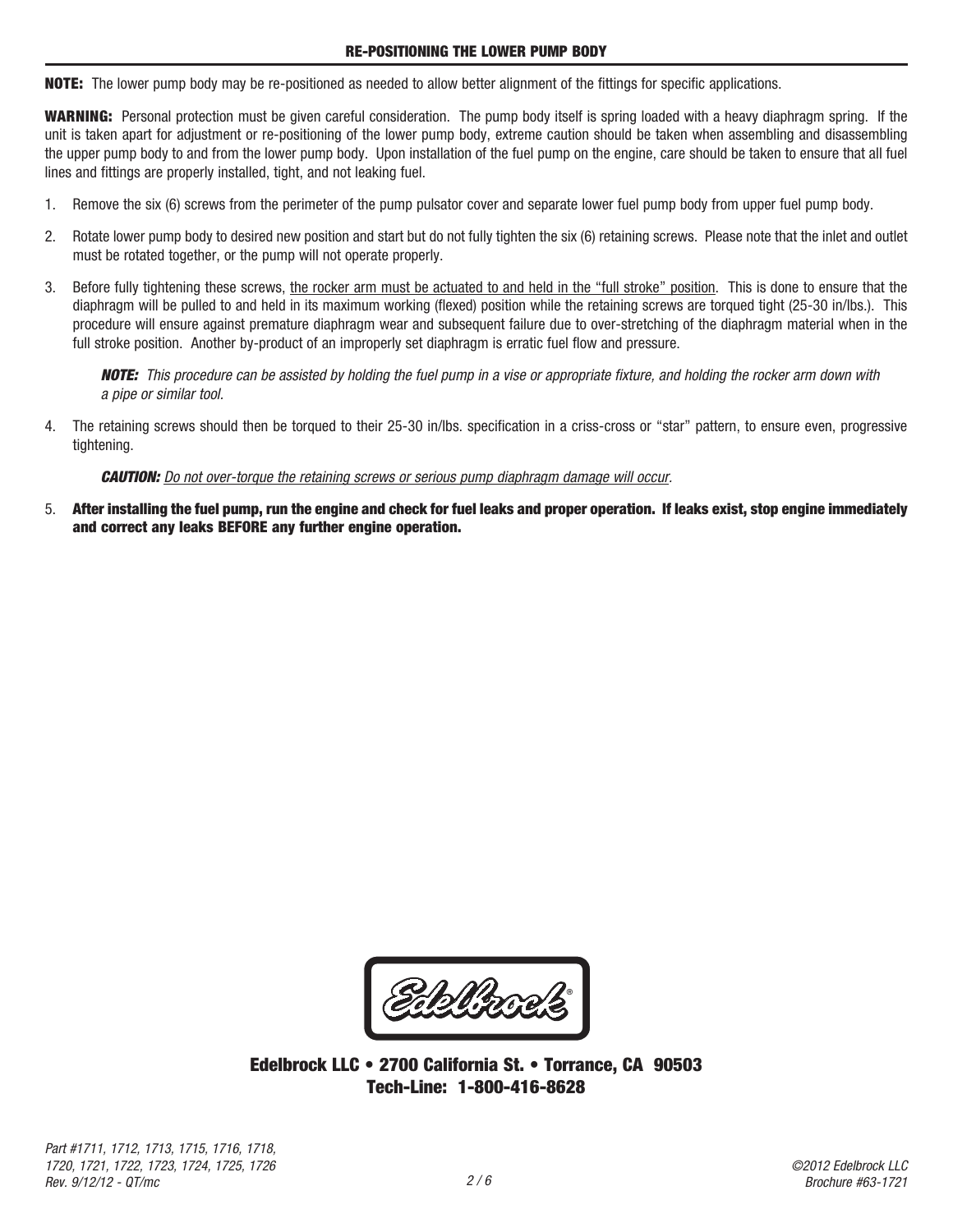## RE-POSITIONING THE LOWER PUMP BODY

**NOTE:** The lower pump body may be re-positioned as needed to allow better alignment of the fittings for specific applications.

**WARNING:** Personal protection must be given careful consideration. The pump body itself is spring loaded with a heavy diaphragm spring. If the unit is taken apart for adjustment or re-positioning of the lower pump body, extreme caution should be taken when assembling and disassembling the upper pump body to and from the lower pump body. Upon installation of the fuel pump on the engine, care should be taken to ensure that all fuel lines and fittings are properly installed, tight, and not leaking fuel.

1. Remove the six (6) screws from the perimeter of the pump pulsator cover and separate lower fuel pump body from upper fuel pump body.

2. Rotate lower pump body to desired new position and start but do not fully tighten the six (6) retaining screws. Please note that the inlet and outlet must be rotated together, or the pump will not operate properly.

3. Before fully tightening these screws, <u>the rocker arm must be actuated to and held in the “full stroke” position</u>. This is done to ensure that the diaphragm will be pulled to and held in its maximum working (flexed) position while the retaining screws are torqued tight (25-30 in/lbs.). This procedure will ensure against premature diaphragm wear and subsequent failure due to over-stretching of the diaphragm material when in the full stroke position. Another by-product of an improperly set diaphragm is erratic fuel flow and pressure.

   ***NOTE:*** *This procedure can be assisted by holding the fuel pump in a vise or appropriate fixture, and holding the rocker arm down with a pipe or similar tool.*

4. The retaining screws should then be torqued to their 25-30 in/lbs. specification in a criss-cross or “star” pattern, to ensure even, progressive tightening.

   ***CAUTION:*** *<u>Do not over-torque the retaining screws or serious pump diaphragm damage will occur.</u>*

5. **After installing the fuel pump, run the engine and check for fuel leaks and proper operation. If leaks exist, stop engine immediately and correct any leaks BEFORE any further engine operation.**

Edelbrock®

**Edelbrock LLC • 2700 California St. • Torrance, CA 90503**
**Tech-Line: 1-800-416-8628**

*Part #1711, 1712, 1713, 1715, 1716, 1718, 1720, 1721, 1722, 1723, 1724, 1725, 1726*
*Rev. 9/12/12 - QT/mc*

*©2012 Edelbrock LLC*
*Brochure #63-1721*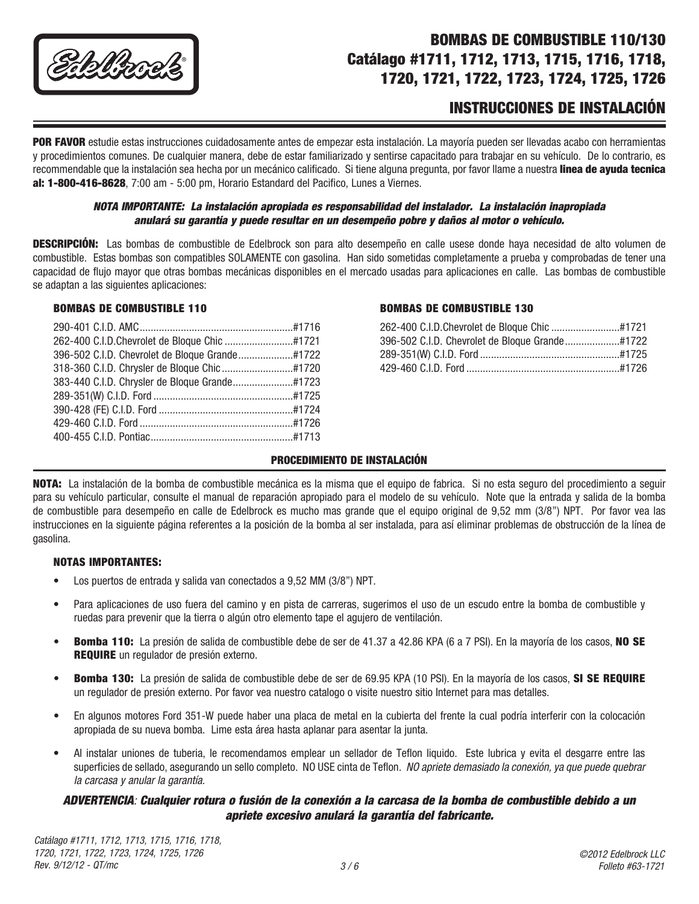# BOMBAS DE COMBUSTIBLE 110/130

## Catálago #1711, 1712, 1713, 1715, 1716, 1718, 1720, 1721, 1722, 1723, 1724, 1725, 1726

## INSTRUCCIONES DE INSTALACIÓN

**POR FAVOR** estudie estas instrucciones cuidadosamente antes de empezar esta instalación. La mayoría pueden ser llevadas acabo con herramientas y procedimientos comunes. De cualquier manera, debe de estar familiarizado y sentirse capacitado para trabajar en su vehículo. De lo contrario, es recommendable que la instalación sea hecha por un mecánico calificado. Si tiene alguna pregunta, por favor llame a nuestra **linea de ayuda tecnica al: 1-800-416-8628**, 7:00 am - 5:00 pm, Horario Estandard del Pacifico, Lunes a Viernes.

***NOTA IMPORTANTE: La instalación apropiada es responsabilidad del instalador. La instalación inapropiada anulará su garantía y puede resultar en un desempeño pobre y daños al motor o vehículo.***

**DESCRIPCIÓN:** Las bombas de combustible de Edelbrock son para alto desempeño en calle usese donde haya necesidad de alto volumen de combustible. Estas bombas son compatibles SOLAMENTE con gasolina. Han sido sometidas completamente a prueba y comprobadas de tener una capacidad de flujo mayor que otras bombas mecánicas disponibles en el mercado usadas para aplicaciones en calle. Las bombas de combustible se adaptan a las siguientes aplicaciones:

### BOMBAS DE COMBUSTIBLE 110

| Aplicación | Catálogo |
|---|---|
| 290-401 C.I.D. AMC | #1716 |
| 262-400 C.I.D.Chevrolet de Bloque Chic | #1721 |
| 396-502 C.I.D. Chevrolet de Bloque Grande | #1722 |
| 318-360 C.I.D. Chrysler de Bloque Chic | #1720 |
| 383-440 C.I.D. Chrysler de Bloque Grande | #1723 |
| 289-351(W) C.I.D. Ford | #1725 |
| 390-428 (FE) C.I.D. Ford | #1724 |
| 429-460 C.I.D. Ford | #1726 |
| 400-455 C.I.D. Pontiac | #1713 |

### BOMBAS DE COMBUSTIBLE 130

| Aplicación | Catálogo |
|---|---|
| 262-400 C.I.D.Chevrolet de Bloque Chic | #1721 |
| 396-502 C.I.D. Chevrolet de Bloque Grande | #1722 |
| 289-351(W) C.I.D. Ford | #1725 |
| 429-460 C.I.D. Ford | #1726 |

### PROCEDIMIENTO DE INSTALACIÓN

**NOTA:** La instalación de la bomba de combustible mecánica es la misma que el equipo de fabrica. Si no esta seguro del procedimiento a seguir para su vehículo particular, consulte el manual de reparación apropiado para el modelo de su vehículo. Note que la entrada y salida de la bomba de combustible para desempeño en calle de Edelbrock es mucho mas grande que el equipo original de 9,52 mm (3/8") NPT. Por favor vea las instrucciones en la siguiente página referentes a la posición de la bomba al ser instalada, para así eliminar problemas de obstrucción de la línea de gasolina.

#### NOTAS IMPORTANTES:

- Los puertos de entrada y salida van conectados a 9,52 MM (3/8") NPT.
- Para aplicaciones de uso fuera del camino y en pista de carreras, sugerimos el uso de un escudo entre la bomba de combustible y ruedas para prevenir que la tierra o algún otro elemento tape el agujero de ventilación.
- **Bomba 110:** La presión de salida de combustible debe de ser de 41.37 a 42.86 KPA (6 a 7 PSI). En la mayoría de los casos, **NO SE REQUIRE** un regulador de presión externo.
- **Bomba 130:** La presión de salida de combustible debe de ser de 69.95 KPA (10 PSI). En la mayoría de los casos, **SI SE REQUIRE** un regulador de presión externo. Por favor vea nuestro catalogo o visite nuestro sitio Internet para mas detalles.
- En algunos motores Ford 351-W puede haber una placa de metal en la cubierta del frente la cual podría interferir con la colocación apropiada de su nueva bomba. Lime esta área hasta aplanar para asentar la junta.
- Al instalar uniones de tuberia, le recomendamos emplear un sellador de Teflon liquido. Este lubrica y evita el desgarre entre las superficies de sellado, asegurando un sello completo. NO USE cinta de Teflon. *NO apriete demasiado la conexión, ya que puede quebrar la carcasa y anular la garantía.*

***ADVERTENCIA**: **Cualquier rotura o fusión de la conexión a la carcasa de la bomba de combustible debido a un apriete excesivo anulará la garantía del fabricante.***

*Catálago #1711, 1712, 1713, 1715, 1716, 1718, 1720, 1721, 1722, 1723, 1724, 1725, 1726*
*Rev. 9/12/12 - QT/mc*

*©2012 Edelbrock LLC*
*Folleto #63-1721*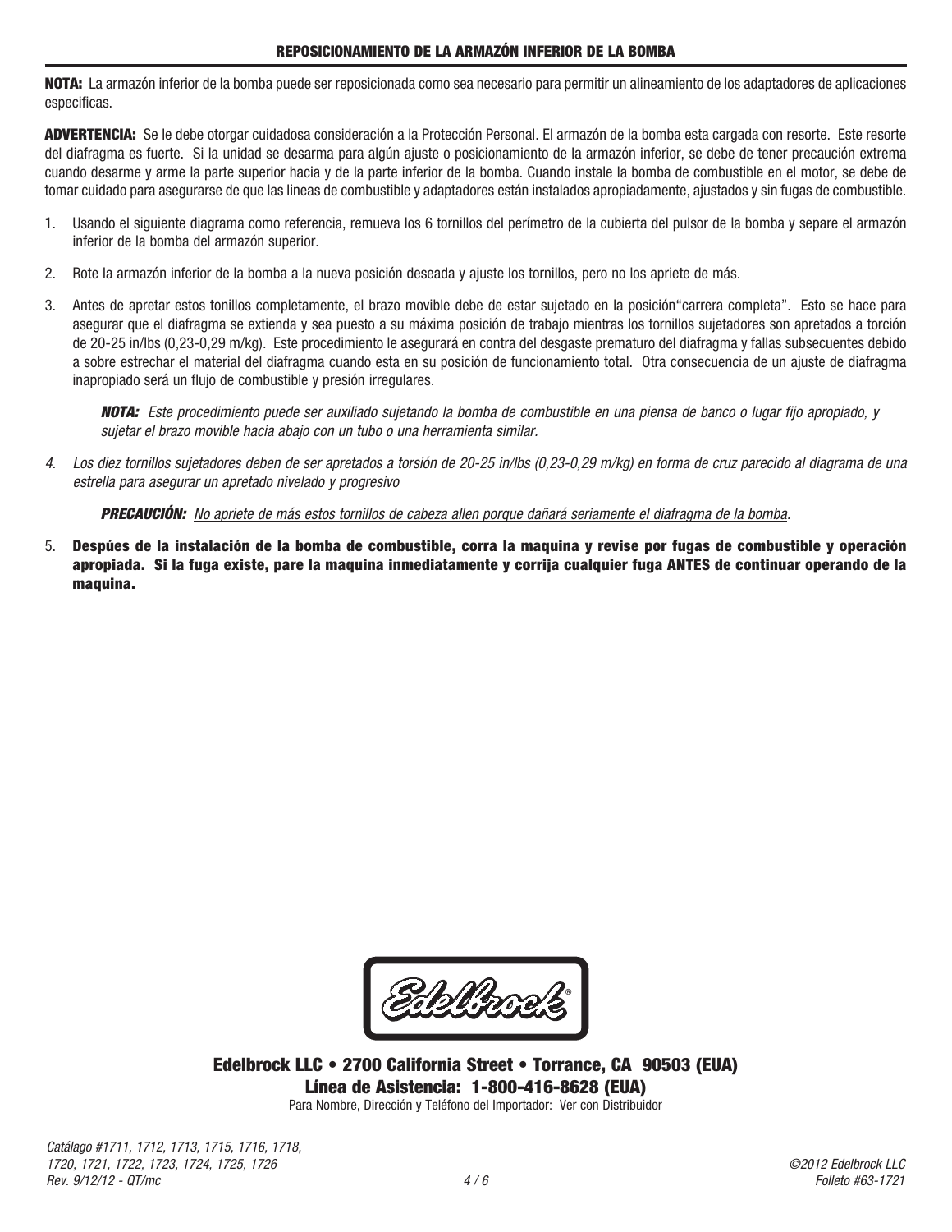## REPOSICIONAMIENTO DE LA ARMAZÓN INFERIOR DE LA BOMBA

**NOTA:** La armazón inferior de la bomba puede ser reposicionada como sea necesario para permitir un alineamiento de los adaptadores de aplicaciones especificas.

**ADVERTENCIA:** Se le debe otorgar cuidadosa consideración a la Protección Personal. El armazón de la bomba esta cargada con resorte. Este resorte del diafragma es fuerte. Si la unidad se desarma para algún ajuste o posicionamiento de la armazón inferior, se debe de tener precaución extrema cuando desarme y arme la parte superior hacia y de la parte inferior de la bomba. Cuando instale la bomba de combustible en el motor, se debe de tomar cuidado para asegurarse de que las lineas de combustible y adaptadores están instalados apropiadamente, ajustados y sin fugas de combustible.

1. Usando el siguiente diagrama como referencia, remueva los 6 tornillos del perímetro de la cubierta del pulsor de la bomba y separe el armazón inferior de la bomba del armazón superior.

2. Rote la armazón inferior de la bomba a la nueva posición deseada y ajuste los tornillos, pero no los apriete de más.

3. Antes de apretar estos tonillos completamente, el brazo movible debe de estar sujetado en la posición“carrera completa”. Esto se hace para asegurar que el diafragma se extienda y sea puesto a su máxima posición de trabajo mientras los tornillos sujetadores son apretados a torción de 20-25 in/lbs (0,23-0,29 m/kg). Este procedimiento le asegurará en contra del desgaste prematuro del diafragma y fallas subsecuentes debido a sobre estrechar el material del diafragma cuando esta en su posición de funcionamiento total. Otra consecuencia de un ajuste de diafragma inapropiado será un flujo de combustible y presión irregulares.

   ***NOTA:*** *Este procedimiento puede ser auxiliado sujetando la bomba de combustible en una piensa de banco o lugar fijo apropiado, y sujetar el brazo movible hacia abajo con un tubo o una herramienta similar.*

4. *Los diez tornillos sujetadores deben de ser apretados a torsión de 20-25 in/lbs (0,23-0,29 m/kg) en forma de cruz parecido al diagrama de una estrella para asegurar un apretado nivelado y progresivo*

   ***PRECAUCIÓN:*** *<u>No apriete de más estos tornillos de cabeza allen porque dañará seriamente el diafragma de la bomba</u>.*

5. **Despúes de la instalación de la bomba de combustible, corra la maquina y revise por fugas de combustible y operación apropiada. Si la fuga existe, pare la maquina inmediatamente y corrija cualquier fuga ANTES de continuar operando de la maquina.**

Edelbrock®

**Edelbrock LLC • 2700 California Street • Torrance, CA 90503 (EUA)**

**Línea de Asistencia: 1-800-416-8628 (EUA)**

Para Nombre, Dirección y Teléfono del Importador: Ver con Distribuidor

*Catálago #1711, 1712, 1713, 1715, 1716, 1718, 1720, 1721, 1722, 1723, 1724, 1725, 1726*
*Rev. 9/12/12 - QT/mc*

*©2012 Edelbrock LLC*
*Folleto #63-1721*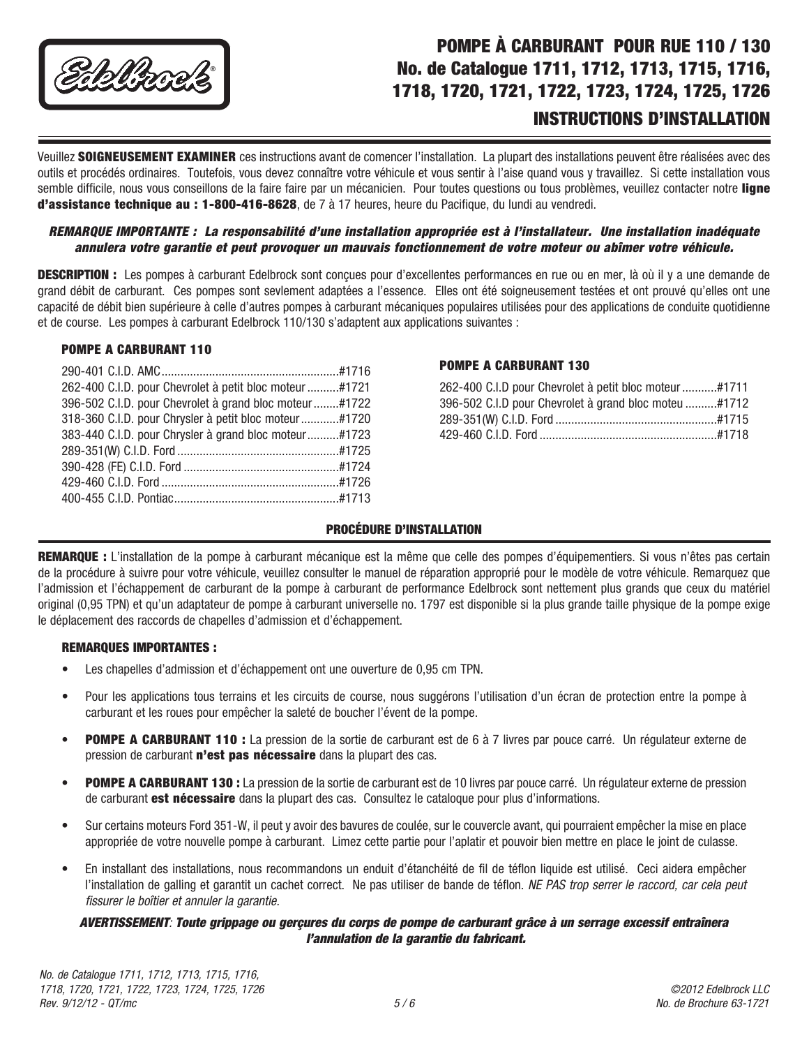# POMPE À CARBURANT POUR RUE 110 / 130

## No. de Catalogue 1711, 1712, 1713, 1715, 1716, 1718, 1720, 1721, 1722, 1723, 1724, 1725, 1726

## INSTRUCTIONS D'INSTALLATION

Veuillez **SOIGNEUSEMENT EXAMINER** ces instructions avant de comencer l'installation. La plupart des installations peuvent être réalisées avec des outils et procédés ordinaires. Toutefois, vous devez connaître votre véhicule et vous sentir à l'aise quand vous y travaillez. Si cette installation vous semble difficile, nous vous conseillons de la faire faire par un mécanicien. Pour toutes questions ou tous problèmes, veuillez contacter notre **ligne d'assistance technique au : 1-800-416-8628**, de 7 à 17 heures, heure du Pacifique, du lundi au vendredi.

***REMARQUE IMPORTANTE : La responsabilité d'une installation appropriée est à l'installateur. Une installation inadéquate annulera votre garantie et peut provoquer un mauvais fonctionnement de votre moteur ou abîmer votre véhicule.***

**DESCRIPTION :** Les pompes à carburant Edelbrock sont conçues pour d'excellentes performances en rue ou en mer, là où il y a une demande de grand débit de carburant. Ces pompes sont sevlement adaptées a l'essence. Elles ont été soigneusement testées et ont prouvé qu'elles ont une capacité de débit bien supérieure à celle d'autres pompes à carburant mécaniques populaires utilisées pour des applications de conduite quotidienne et de course. Les pompes à carburant Edelbrock 110/130 s'adaptent aux applications suivantes :

### POMPE A CARBURANT 110

| Application | No. |
|---|---|
| 290-401 C.I.D. AMC | #1716 |
| 262-400 C.I.D. pour Chevrolet à petit bloc moteur | #1721 |
| 396-502 C.I.D. pour Chevrolet à grand bloc moteur | #1722 |
| 318-360 C.I.D. pour Chrysler à petit bloc moteur | #1720 |
| 383-440 C.I.D. pour Chrysler à grand bloc moteur | #1723 |
| 289-351(W) C.I.D. Ford | #1725 |
| 390-428 (FE) C.I.D. Ford | #1724 |
| 429-460 C.I.D. Ford | #1726 |
| 400-455 C.I.D. Pontiac | #1713 |

### POMPE A CARBURANT 130

| Application | No. |
|---|---|
| 262-400 C.I.D pour Chevrolet à petit bloc moteur | #1711 |
| 396-502 C.I.D pour Chevrolet à grand bloc moteu | #1712 |
| 289-351(W) C.I.D. Ford | #1715 |
| 429-460 C.I.D. Ford | #1718 |

### PROCÉDURE D'INSTALLATION

**REMARQUE :** L'installation de la pompe à carburant mécanique est la même que celle des pompes d'équipementiers. Si vous n'êtes pas certain de la procédure à suivre pour votre véhicule, veuillez consulter le manuel de réparation approprié pour le modèle de votre véhicule. Remarquez que l'admission et l'échappement de carburant de la pompe à carburant de performance Edelbrock sont nettement plus grands que ceux du matériel original (0,95 TPN) et qu'un adaptateur de pompe à carburant universelle no. 1797 est disponible si la plus grande taille physique de la pompe exige le déplacement des raccords de chapelles d'admission et d'échappement.

#### REMARQUES IMPORTANTES :

- Les chapelles d'admission et d'échappement ont une ouverture de 0,95 cm TPN.
- Pour les applications tous terrains et les circuits de course, nous suggérons l'utilisation d'un écran de protection entre la pompe à carburant et les roues pour empêcher la saleté de boucher l'évent de la pompe.
- **POMPE A CARBURANT 110 :** La pression de la sortie de carburant est de 6 à 7 livres par pouce carré. Un régulateur externe de pression de carburant **n'est pas nécessaire** dans la plupart des cas.
- **POMPE A CARBURANT 130 :** La pression de la sortie de carburant est de 10 livres par pouce carré. Un régulateur externe de pression de carburant **est nécessaire** dans la plupart des cas. Consultez le catalogue pour plus d'informations.
- Sur certains moteurs Ford 351-W, il peut y avoir des bavures de coulée, sur le couvercle avant, qui pourraient empêcher la mise en place appropriée de votre nouvelle pompe à carburant. Limez cette partie pour l'aplatir et pouvoir bien mettre en place le joint de culasse.
- En installant des installations, nous recommandons un enduit d'étanchéité de fil de téflon liquide est utilisé. Ceci aidera empêcher l'installation de galling et garantit un cachet correct. Ne pas utiliser de bande de téflon. *NE PAS trop serrer le raccord, car cela peut fissurer le boîtier et annuler la garantie.*

***AVERTISSEMENT**: **Toute grippage ou gerçures du corps de pompe de carburant grâce à un serrage excessif entraînera l'annulation de la garantie du fabricant.***

*No. de Catalogue 1711, 1712, 1713, 1715, 1716, 1718, 1720, 1721, 1722, 1723, 1724, 1725, 1726*
*Rev. 9/12/12 - QT/mc*

*©2012 Edelbrock LLC*
*No. de Brochure 63-1721*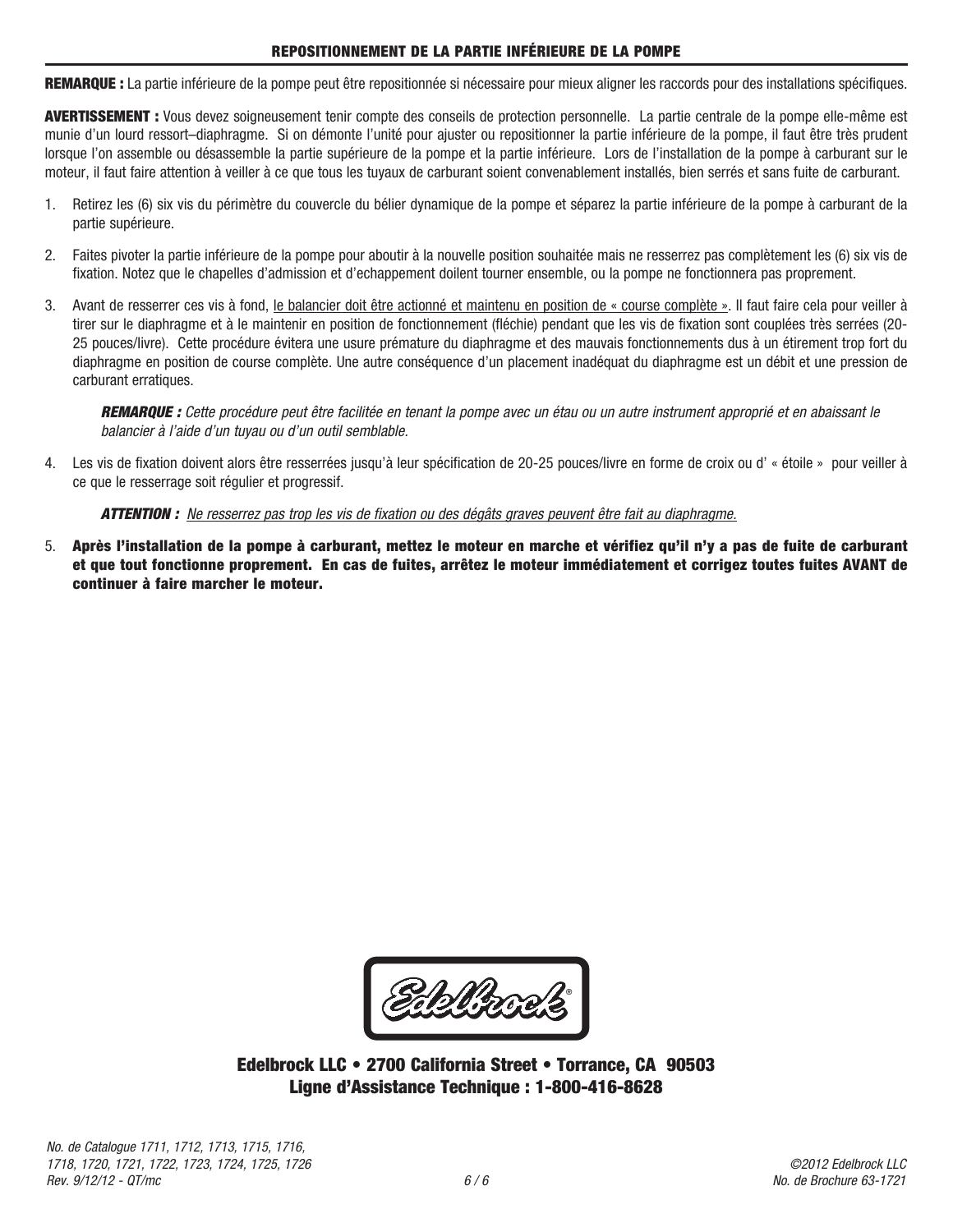## REPOSITIONNEMENT DE LA PARTIE INFÉRIEURE DE LA POMPE

**REMARQUE :** La partie inférieure de la pompe peut être repositionnée si nécessaire pour mieux aligner les raccords pour des installations spécifiques.

**AVERTISSEMENT :** Vous devez soigneusement tenir compte des conseils de protection personnelle. La partie centrale de la pompe elle-même est munie d'un lourd ressort–diaphragme. Si on démonte l'unité pour ajuster ou repositionner la partie inférieure de la pompe, il faut être très prudent lorsque l'on assemble ou désassemble la partie supérieure de la pompe et la partie inférieure. Lors de l'installation de la pompe à carburant sur le moteur, il faut faire attention à veiller à ce que tous les tuyaux de carburant soient convenablement installés, bien serrés et sans fuite de carburant.

1. Retirez les (6) six vis du périmètre du couvercle du bélier dynamique de la pompe et séparez la partie inférieure de la pompe à carburant de la partie supérieure.
2. Faites pivoter la partie inférieure de la pompe pour aboutir à la nouvelle position souhaitée mais ne resserrez pas complètement les (6) six vis de fixation. Notez que le chapelles d'admission et d'echappement doilent tourner ensemble, ou la pompe ne fonctionnera pas proprement.
3. Avant de resserrer ces vis à fond, le balancier doit être actionné et maintenu en position de « course complète ». Il faut faire cela pour veiller à tirer sur le diaphragme et à le maintenir en position de fonctionnement (fléchie) pendant que les vis de fixation sont couplées très serrées (20-25 pouces/livre). Cette procédure évitera une usure prématurée du diaphragme et des mauvais fonctionnements dus à un étirement trop fort du diaphragme en position de course complète. Une autre conséquence d'un placement inadéquat du diaphragme est un débit et une pression de carburant erratiques.

   ***REMARQUE :*** *Cette procédure peut être facilitée en tenant la pompe avec un étau ou un autre instrument approprié et en abaissant le balancier à l'aide d'un tuyau ou d'un outil semblable.*

4. Les vis de fixation doivent alors être resserrées jusqu'à leur spécification de 20-25 pouces/livre en forme de croix ou d' « étoile » pour veiller à ce que le resserrage soit régulier et progressif.

   ***ATTENTION :*** *Ne resserrez pas trop les vis de fixation ou des dégâts graves peuvent être fait au diaphragme.*

5. **Après l'installation de la pompe à carburant, mettez le moteur en marche et vérifiez qu'il n'y a pas de fuite de carburant et que tout fonctionne proprement. En cas de fuites, arrêtez le moteur immédiatement et corrigez toutes fuites AVANT de continuer à faire marcher le moteur.**

Edelbrock®

**Edelbrock LLC • 2700 California Street • Torrance, CA 90503**
**Ligne d'Assistance Technique : 1-800-416-8628**

*No. de Catalogue 1711, 1712, 1713, 1715, 1716, 1718, 1720, 1721, 1722, 1723, 1724, 1725, 1726*
*Rev. 9/12/12 - QT/mc*

*©2012 Edelbrock LLC*
*No. de Brochure 63-1721*